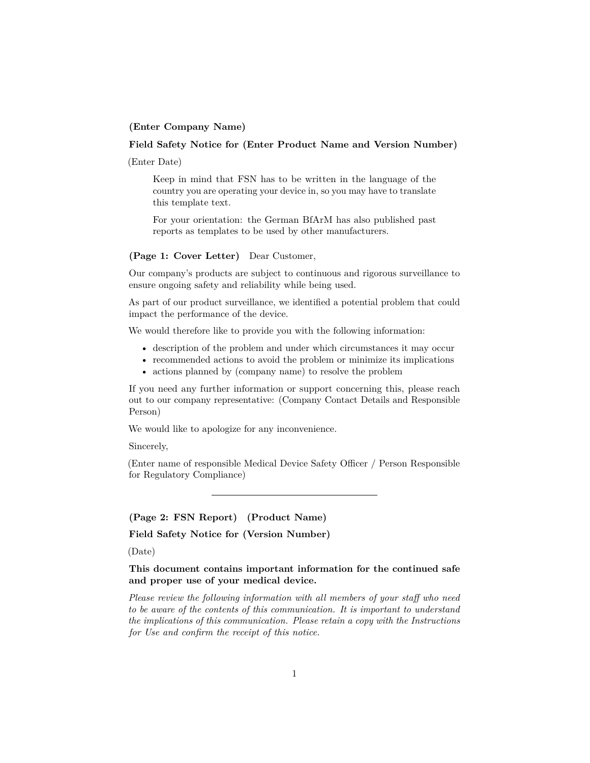**(Enter Company Name)**

**Field Safety Notice for (Enter Product Name and Version Number)**

(Enter Date)

> Keep in mind that FSN has to be written in the language of the country you are operating your device in, so you may have to translate this template text.
>
> For your orientation: the German BfArM has also published past reports as templates to be used by other manufacturers.

**(Page 1: Cover Letter)** Dear Customer,

Our company's products are subject to continuous and rigorous surveillance to ensure ongoing safety and reliability while being used.

As part of our product surveillance, we identified a potential problem that could impact the performance of the device.

We would therefore like to provide you with the following information:

- description of the problem and under which circumstances it may occur
- recommended actions to avoid the problem or minimize its implications
- actions planned by (company name) to resolve the problem

If you need any further information or support concerning this, please reach out to our company representative: (Company Contact Details and Responsible Person)

We would like to apologize for any inconvenience.

Sincerely,

(Enter name of responsible Medical Device Safety Officer / Person Responsible for Regulatory Compliance)

---

**(Page 2: FSN Report)** **(Product Name)**

**Field Safety Notice for (Version Number)**

(Date)

**This document contains important information for the continued safe and proper use of your medical device.**

*Please review the following information with all members of your staff who need to be aware of the contents of this communication. It is important to understand the implications of this communication. Please retain a copy with the Instructions for Use and confirm the receipt of this notice.*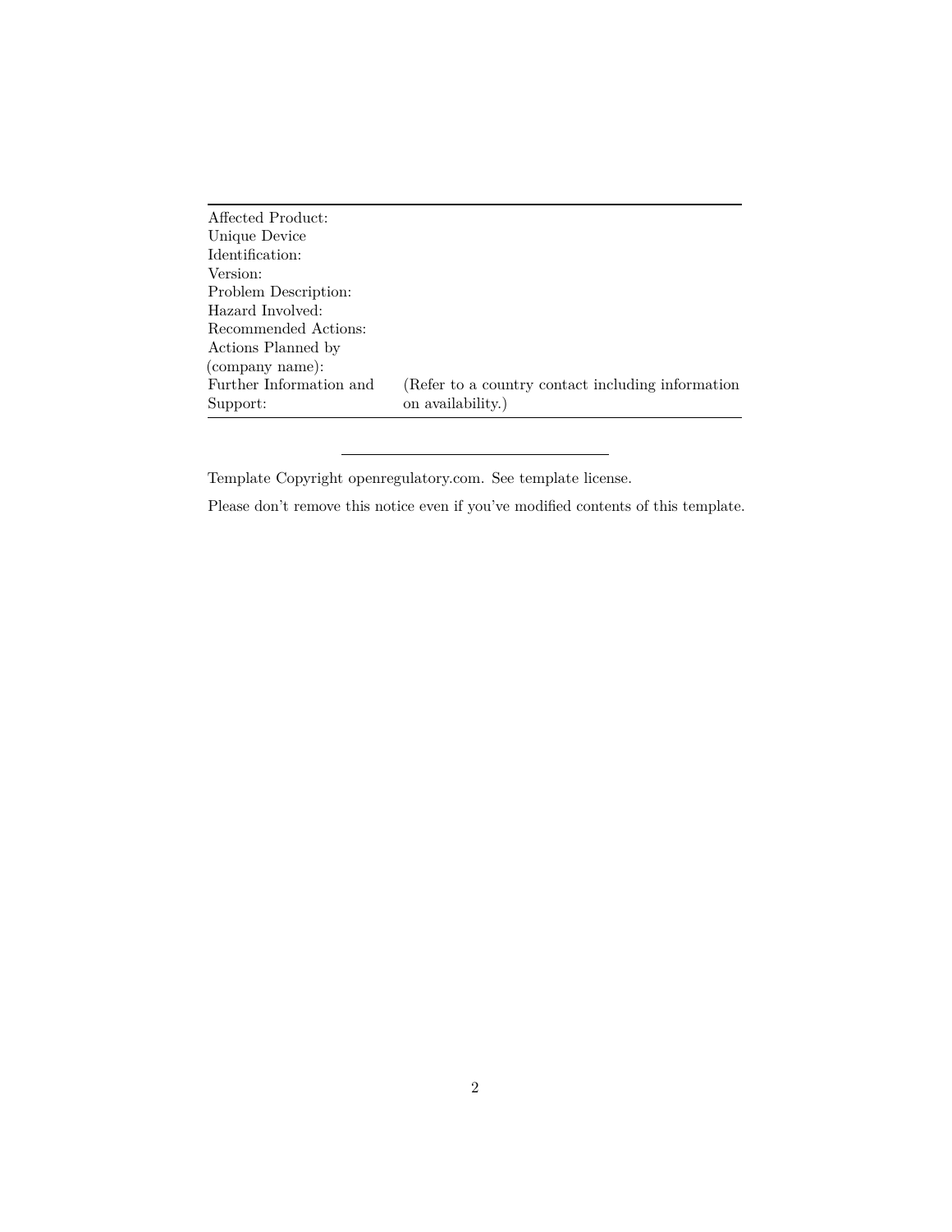| | |
|---|---|
| Affected Product: | |
| Unique Device Identification: | |
| Version: | |
| Problem Description: | |
| Hazard Involved: | |
| Recommended Actions: | |
| Actions Planned by (company name): | |
| Further Information and Support: | (Refer to a country contact including information on availability.) |

---

Template Copyright openregulatory.com. See template license.

Please don't remove this notice even if you've modified contents of this template.